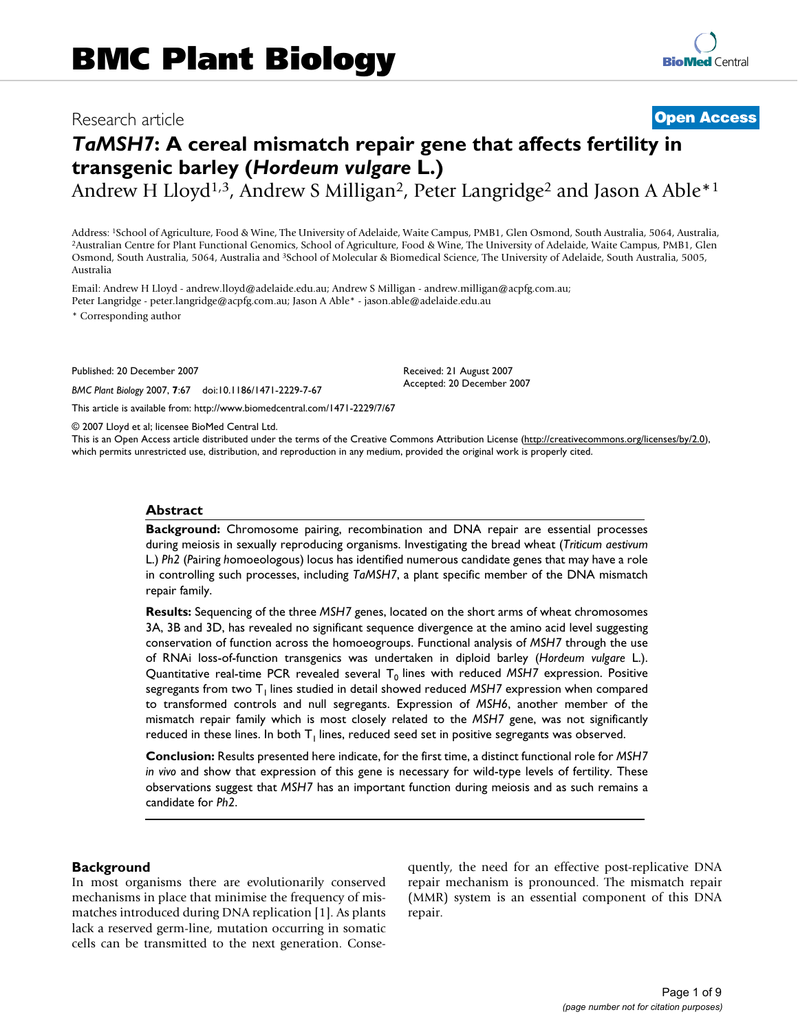# *TaMSH7*: A cereal mismatch repair gene that affects fertility in transgenic barley (*Hordeum vulgare* L.)

Research article | Open Access

Andrew H Lloyd[1,3], Andrew S Milligan[2], Peter Langridge[2] and Jason A Able*[1]

Address: [1]School of Agriculture, Food & Wine, The University of Adelaide, Waite Campus, PMB1, Glen Osmond, South Australia, 5064, Australia, [2]Australian Centre for Plant Functional Genomics, School of Agriculture, Food & Wine, The University of Adelaide, Waite Campus, PMB1, Glen Osmond, South Australia, 5064, Australia and [3]School of Molecular & Biomedical Science, The University of Adelaide, South Australia, 5005, Australia

Email: Andrew H Lloyd - andrew.lloyd@adelaide.edu.au; Andrew S Milligan - andrew.milligan@acpfg.com.au; Peter Langridge - peter.langridge@acpfg.com.au; Jason A Able* - jason.able@adelaide.edu.au

\* Corresponding author

Published: 20 December 2007

*BMC Plant Biology* 2007, **7**:67 doi:10.1186/1471-2229-7-67

Received: 21 August 2007
Accepted: 20 December 2007

This article is available from: http://www.biomedcentral.com/1471-2229/7/67

© 2007 Lloyd et al; licensee BioMed Central Ltd.

This is an Open Access article distributed under the terms of the Creative Commons Attribution License (http://creativecommons.org/licenses/by/2.0), which permits unrestricted use, distribution, and reproduction in any medium, provided the original work is properly cited.

## Abstract

**Background:** Chromosome pairing, recombination and DNA repair are essential processes during meiosis in sexually reproducing organisms. Investigating the bread wheat (*Triticum aestivum* L.) *Ph2* (*P*airing *h*omoeologous) locus has identified numerous candidate genes that may have a role in controlling such processes, including *TaMSH7*, a plant specific member of the DNA mismatch repair family.

**Results:** Sequencing of the three *MSH7* genes, located on the short arms of wheat chromosomes 3A, 3B and 3D, has revealed no significant sequence divergence at the amino acid level suggesting conservation of function across the homoeogroups. Functional analysis of *MSH7* through the use of RNAi loss-of-function transgenics was undertaken in diploid barley (*Hordeum vulgare* L.). Quantitative real-time PCR revealed several $T_0$ lines with reduced *MSH7* expression. Positive segregants from two $T_1$ lines studied in detail showed reduced *MSH7* expression when compared to transformed controls and null segregants. Expression of *MSH6*, another member of the mismatch repair family which is most closely related to the *MSH7* gene, was not significantly reduced in these lines. In both $T_1$ lines, reduced seed set in positive segregants was observed.

**Conclusion:** Results presented here indicate, for the first time, a distinct functional role for *MSH7 in vivo* and show that expression of this gene is necessary for wild-type levels of fertility. These observations suggest that *MSH7* has an important function during meiosis and as such remains a candidate for *Ph2*.

## Background

In most organisms there are evolutionarily conserved mechanisms in place that minimise the frequency of mismatches introduced during DNA replication [1]. As plants lack a reserved germ-line, mutation occurring in somatic cells can be transmitted to the next generation. Consequently, the need for an effective post-replicative DNA repair mechanism is pronounced. The mismatch repair (MMR) system is an essential component of this DNA repair.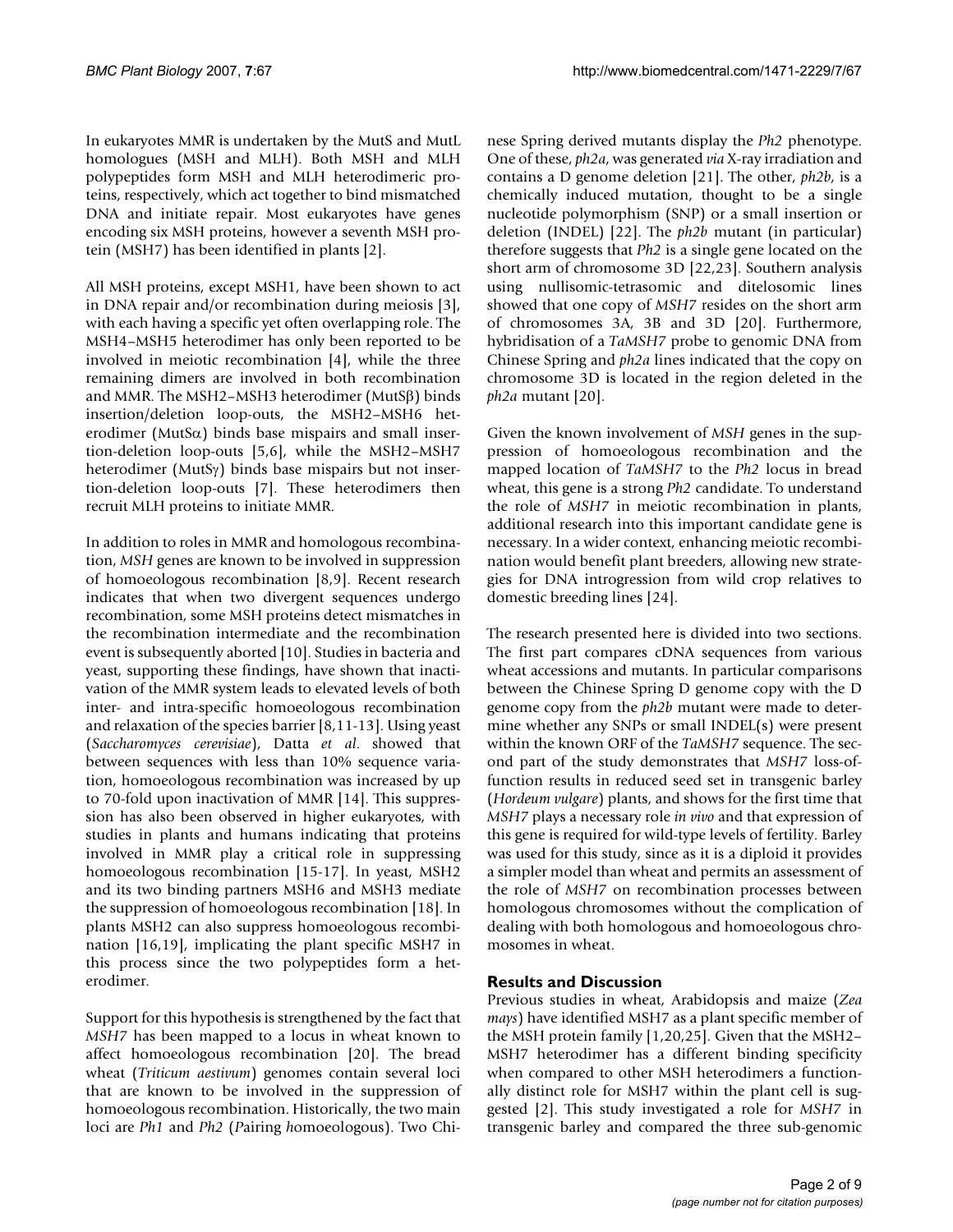In eukaryotes MMR is undertaken by the MutS and MutL homologues (MSH and MLH). Both MSH and MLH polypeptides form MSH and MLH heterodimeric proteins, respectively, which act together to bind mismatched DNA and initiate repair. Most eukaryotes have genes encoding six MSH proteins, however a seventh MSH protein (MSH7) has been identified in plants [2].

All MSH proteins, except MSH1, have been shown to act in DNA repair and/or recombination during meiosis [3], with each having a specific yet often overlapping role. The MSH4–MSH5 heterodimer has only been reported to be involved in meiotic recombination [4], while the three remaining dimers are involved in both recombination and MMR. The MSH2–MSH3 heterodimer (MutS$\beta$) binds insertion/deletion loop-outs, the MSH2–MSH6 heterodimer (MutS$\alpha$) binds base mispairs and small insertion-deletion loop-outs [5,6], while the MSH2–MSH7 heterodimer (MutS$\gamma$) binds base mispairs but not insertion-deletion loop-outs [7]. These heterodimers then recruit MLH proteins to initiate MMR.

In addition to roles in MMR and homologous recombination, *MSH* genes are known to be involved in suppression of homoeologous recombination [8,9]. Recent research indicates that when two divergent sequences undergo recombination, some MSH proteins detect mismatches in the recombination intermediate and the recombination event is subsequently aborted [10]. Studies in bacteria and yeast, supporting these findings, have shown that inactivation of the MMR system leads to elevated levels of both inter- and intra-specific homoeologous recombination and relaxation of the species barrier [8,11-13]. Using yeast (*Saccharomyces cerevisiae*), Datta *et al*. showed that between sequences with less than 10% sequence variation, homoeologous recombination was increased by up to 70-fold upon inactivation of MMR [14]. This suppression has also been observed in higher eukaryotes, with studies in plants and humans indicating that proteins involved in MMR play a critical role in suppressing homoeologous recombination [15-17]. In yeast, MSH2 and its two binding partners MSH6 and MSH3 mediate the suppression of homoeologous recombination [18]. In plants MSH2 can also suppress homoeologous recombination [16,19], implicating the plant specific MSH7 in this process since the two polypeptides form a heterodimer.

Support for this hypothesis is strengthened by the fact that *MSH7* has been mapped to a locus in wheat known to affect homoeologous recombination [20]. The bread wheat (*Triticum aestivum*) genomes contain several loci that are known to be involved in the suppression of homoeologous recombination. Historically, the two main loci are *Ph1* and *Ph2* (*P*airing *h*omoeologous). Two Chinese Spring derived mutants display the *Ph2* phenotype. One of these, *ph2a*, was generated *via* X-ray irradiation and contains a D genome deletion [21]. The other, *ph2b*, is a chemically induced mutation, thought to be a single nucleotide polymorphism (SNP) or a small insertion or deletion (INDEL) [22]. The *ph2b* mutant (in particular) therefore suggests that *Ph2* is a single gene located on the short arm of chromosome 3D [22,23]. Southern analysis using nullisomic-tetrasomic and ditelosomic lines showed that one copy of *MSH7* resides on the short arm of chromosomes 3A, 3B and 3D [20]. Furthermore, hybridisation of a *TaMSH7* probe to genomic DNA from Chinese Spring and *ph2a* lines indicated that the copy on chromosome 3D is located in the region deleted in the *ph2a* mutant [20].

Given the known involvement of *MSH* genes in the suppression of homoeologous recombination and the mapped location of *TaMSH7* to the *Ph2* locus in bread wheat, this gene is a strong *Ph2* candidate. To understand the role of *MSH7* in meiotic recombination in plants, additional research into this important candidate gene is necessary. In a wider context, enhancing meiotic recombination would benefit plant breeders, allowing new strategies for DNA introgression from wild crop relatives to domestic breeding lines [24].

The research presented here is divided into two sections. The first part compares cDNA sequences from various wheat accessions and mutants. In particular comparisons between the Chinese Spring D genome copy with the D genome copy from the *ph2b* mutant were made to determine whether any SNPs or small INDEL(s) were present within the known ORF of the *TaMSH7* sequence. The second part of the study demonstrates that *MSH7* loss-of-function results in reduced seed set in transgenic barley (*Hordeum vulgare*) plants, and shows for the first time that *MSH7* plays a necessary role *in vivo* and that expression of this gene is required for wild-type levels of fertility. Barley was used for this study, since as it is a diploid it provides a simpler model than wheat and permits an assessment of the role of *MSH7* on recombination processes between homologous chromosomes without the complication of dealing with both homologous and homoeologous chromosomes in wheat.

## Results and Discussion

Previous studies in wheat, Arabidopsis and maize (*Zea mays*) have identified MSH7 as a plant specific member of the MSH protein family [1,20,25]. Given that the MSH2–MSH7 heterodimer has a different binding specificity when compared to other MSH heterodimers a functionally distinct role for MSH7 within the plant cell is suggested [2]. This study investigated a role for *MSH7* in transgenic barley and compared the three sub-genomic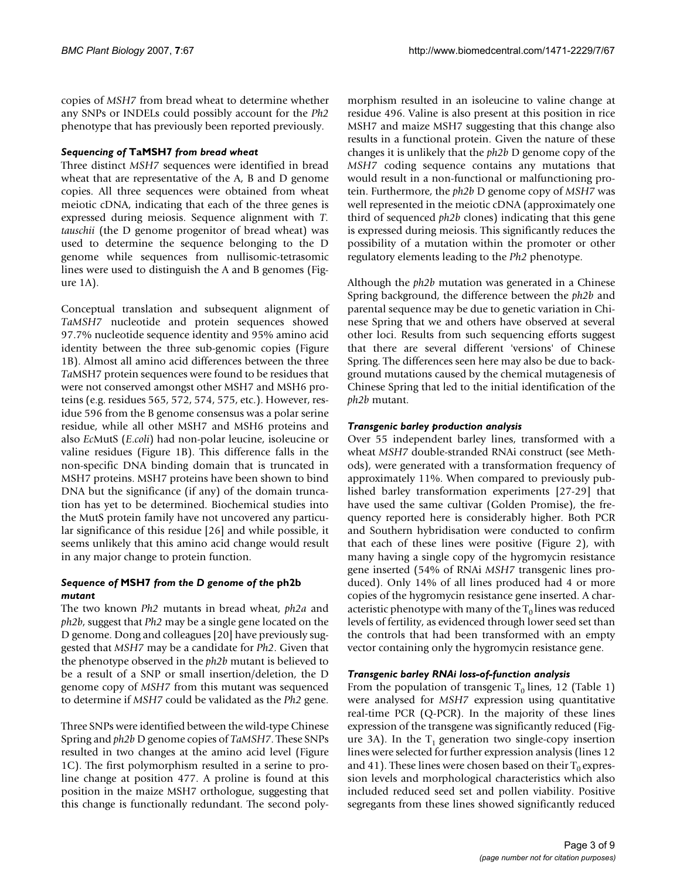copies of *MSH7* from bread wheat to determine whether any SNPs or INDELs could possibly account for the *Ph2* phenotype that has previously been reported previously.

### *Sequencing of* TaMSH7 *from bread wheat*

Three distinct *MSH7* sequences were identified in bread wheat that are representative of the A, B and D genome copies. All three sequences were obtained from wheat meiotic cDNA, indicating that each of the three genes is expressed during meiosis. Sequence alignment with *T. tauschii* (the D genome progenitor of bread wheat) was used to determine the sequence belonging to the D genome while sequences from nullisomic-tetrasomic lines were used to distinguish the A and B genomes (Figure 1A).

Conceptual translation and subsequent alignment of *TaMSH7* nucleotide and protein sequences showed 97.7% nucleotide sequence identity and 95% amino acid identity between the three sub-genomic copies (Figure 1B). Almost all amino acid differences between the three *Ta*MSH7 protein sequences were found to be residues that were not conserved amongst other MSH7 and MSH6 proteins (e.g. residues 565, 572, 574, 575, etc.). However, residue 596 from the B genome consensus was a polar serine residue, while all other MSH7 and MSH6 proteins and also *Ec*MutS (*E.coli*) had non-polar leucine, isoleucine or valine residues (Figure 1B). This difference falls in the non-specific DNA binding domain that is truncated in MSH7 proteins. MSH7 proteins have been shown to bind DNA but the significance (if any) of the domain truncation has yet to be determined. Biochemical studies into the MutS protein family have not uncovered any particular significance of this residue [26] and while possible, it seems unlikely that this amino acid change would result in any major change to protein function.

### *Sequence of* MSH7 *from the D genome of the* ph2b *mutant*

The two known *Ph2* mutants in bread wheat, *ph2a* and *ph2b*, suggest that *Ph2* may be a single gene located on the D genome. Dong and colleagues [20] have previously suggested that *MSH7* may be a candidate for *Ph2*. Given that the phenotype observed in the *ph2b* mutant is believed to be a result of a SNP or small insertion/deletion, the D genome copy of *MSH7* from this mutant was sequenced to determine if *MSH7* could be validated as the *Ph2* gene.

Three SNPs were identified between the wild-type Chinese Spring and *ph2b* D genome copies of *TaMSH7*. These SNPs resulted in two changes at the amino acid level (Figure 1C). The first polymorphism resulted in a serine to proline change at position 477. A proline is found at this position in the maize MSH7 orthologue, suggesting that this change is functionally redundant. The second polymorphism resulted in an isoleucine to valine change at residue 496. Valine is also present at this position in rice MSH7 and maize MSH7 suggesting that this change also results in a functional protein. Given the nature of these changes it is unlikely that the *ph2b* D genome copy of the *MSH7* coding sequence contains any mutations that would result in a non-functional or malfunctioning protein. Furthermore, the *ph2b* D genome copy of *MSH7* was well represented in the meiotic cDNA (approximately one third of sequenced *ph2b* clones) indicating that this gene is expressed during meiosis. This significantly reduces the possibility of a mutation within the promoter or other regulatory elements leading to the *Ph2* phenotype.

Although the *ph2b* mutation was generated in a Chinese Spring background, the difference between the *ph2b* and parental sequence may be due to genetic variation in Chinese Spring that we and others have observed at several other loci. Results from such sequencing efforts suggest that there are several different 'versions' of Chinese Spring. The differences seen here may also be due to background mutations caused by the chemical mutagenesis of Chinese Spring that led to the initial identification of the *ph2b* mutant.

### *Transgenic barley production analysis*

Over 55 independent barley lines, transformed with a wheat *MSH7* double-stranded RNAi construct (see Methods), were generated with a transformation frequency of approximately 11%. When compared to previously published barley transformation experiments [27-29] that have used the same cultivar (Golden Promise), the frequency reported here is considerably higher. Both PCR and Southern hybridisation were conducted to confirm that each of these lines were positive (Figure 2), with many having a single copy of the hygromycin resistance gene inserted (54% of RNAi *MSH7* transgenic lines produced). Only 14% of all lines produced had 4 or more copies of the hygromycin resistance gene inserted. A characteristic phenotype with many of the $T_0$ lines was reduced levels of fertility, as evidenced through lower seed set than the controls that had been transformed with an empty vector containing only the hygromycin resistance gene.

### *Transgenic barley RNAi loss-of-function analysis*

From the population of transgenic $T_0$ lines, 12 (Table 1) were analysed for *MSH7* expression using quantitative real-time PCR (Q-PCR). In the majority of these lines expression of the transgene was significantly reduced (Figure 3A). In the $T_1$ generation two single-copy insertion lines were selected for further expression analysis (lines 12 and 41). These lines were chosen based on their $T_0$ expression levels and morphological characteristics which also included reduced seed set and pollen viability. Positive segregants from these lines showed significantly reduced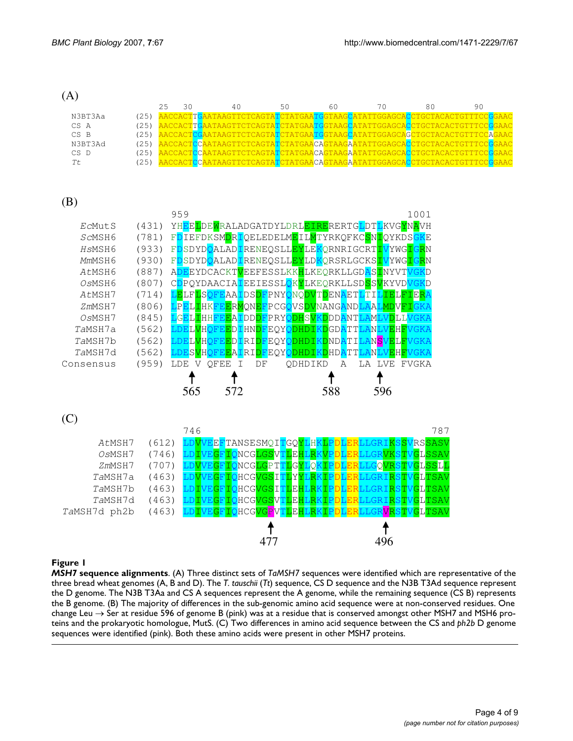(A)

```
              25   30        40        50        60        70        80        90
N3BT3Aa  (25) AACCACTTGAATAAGTTCTCAGTATCTATGAATGGTAAGCATATTGGAGCACCTGCTACACTGTTTCCGGAAC
CS A     (25) AACCACTTGAATAAGTTCTCAGTATCTATGAATGGTAAGCATATTGGAGCACCTGCTACACTGTTTCCGGAAC
CS B     (25) AACCACTCGAATAAGTTCTCAGTATCTATGAATGGTAAGCATATTGGAGCAGCTGCTACACTGTTTCCAGAAC
N3BT3Ad  (25) AACCACTCCAATAAGTTCTCAGTATCTATGAACAGTAAGAATATTGGAGCACCTGCTACACTGTTTCCGGAAC
CS D     (25) AACCACTCCAATAAGTTCTCAGTATCTATGAACAGTAAGAATATTGGAGCACCTGCTACACTGTTTCCGGAAC
Tt       (25) AACCACTCCAATAAGTTCTCAGTATCTATGAACAGTAAGAATATTGGAGCACCTGCTACACTGTTTCCGGAAC
```

(B)

```
                959                                       1001
EcMutS    (431) YHEELDEWRALADGATDYLDRLEIRERERTGLDTLKVGYNAVH
ScMSH6    (781) FDIEFDKSMDRIQELEDELMEILMTYRKQFKCSNIQYKDSGKE
HsMSH6    (933) FDSDYDQALADIRENEQSLLEYLEKQRNRIGCRTIVYWGIGRN
MmMSH6    (930) FDSDYDQALADIRENEQSLLEYLDKQRSRLGCKSIVYWGIGRN
AtMSH6    (887) ADEEYDCACKTVEEFESSLKKHLKEQRKLLGDASINYVTVGKD
OsMSH6    (807) CDPQYDAACIAIEEIESSLQKYLKEQRKLLSDSSVKYVDVGKD
AtMSH7    (714) LELFLSQFEAAIDSDFPNYQNQDVTDENAETLTILIELFIERA
ZmMSH7    (806) LPELIHKFEERMQNEFPCGQVSDVNANGANDLAALMDVFIGKA
OsMSH7    (845) LGELIHHFEEAIDDDFPRYQDHSVKDDDANTLAMLVDLLVGKA
TaMSH7a   (562) LDELVHQFEEDIHNDFEQYQDHDIKDGDATTLANLVEHFVGKA
TaMSH7b   (562) LDELVHQFEEDIRIDFEQYQDHDIKDNDATILANSVELFVGKA
TaMSH7d   (562) LDESVHQFEEAIRIDFEQYQDHDIKDHDATTLANLVEHFVGKA
Consensus (959) LDE V QFEE I  DF  QDHDIKD  A  LA LVE FVGKA
                  ↑     ↑              ↑         ↑
                 565   572            588       596
```

(C)

```
                  746                                      787
AtMSH7       (612) LDVVEEFTANSESMQITGQYLHKLPDLERLLGRIKSSVRSSASV
OsMSH7       (746) LDIVEGFIQNCGLGSVTLEHLRKVPDLERLLGRVKSTVGLSSAV
ZmMSH7       (707) LDVVEGFIQNCGLGPTTLGYLQKIPDLERLLGQVRSTVGLSSLL
TaMSH7a      (463) LDVVEGFIQHCGVGSITLYYLRKIPDLERLLGRIRSTVGLTSAV
TaMSH7b      (463) LDIVEGFIQHCGVGSITLEHLRKIPDLERLLGRIRSTVGLTSAV
TaMSH7d      (463) LDIVEGFIQHCGVGSVTLEHLRKIPDLERLLGRIRSTVGLTSAV
TaMSH7d ph2b (463) LDIVEGFIQHCGVGFVTLEHLRKIPDLERLLGRVRSTVGLTSAV
                                 ↑                   ↑
                                477                 496
```

**Figure 1**

***MSH7* sequence alignments**. (A) Three distinct sets of *TaMSH7* sequences were identified which are representative of the three bread wheat genomes (A, B and D). The *T. tauschii* (*Tt*) sequence, CS D sequence and the N3B T3Ad sequence represent the D genome. The N3B T3Aa and CS A sequences represent the A genome, while the remaining sequence (CS B) represents the B genome. (B) The majority of differences in the sub-genomic amino acid sequence were at non-conserved residues. One change Leu → Ser at residue 596 of genome B (pink) was at a residue that is conserved amongst other MSH7 and MSH6 proteins and the prokaryotic homologue, MutS. (C) Two differences in amino acid sequence between the CS and *ph2b* D genome sequences were identified (pink). Both these amino acids were present in other MSH7 proteins.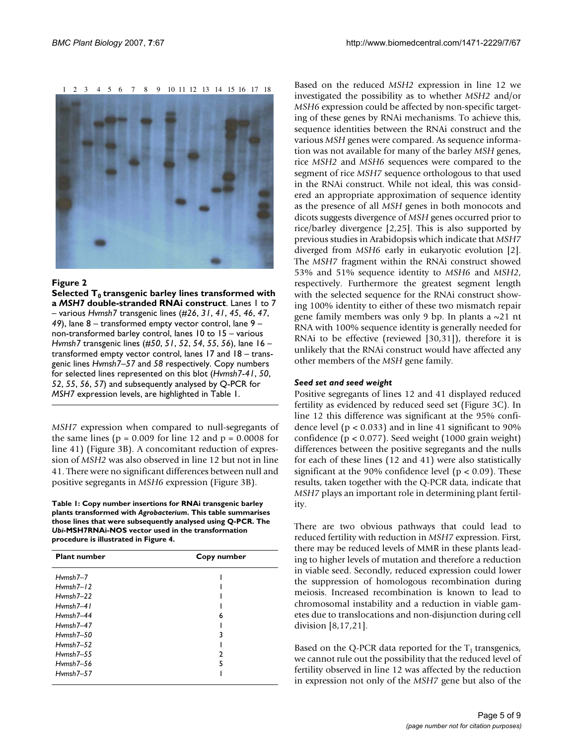**Figure 2**

**Selected $T_0$ transgenic barley lines transformed with a *MSH7* double-stranded RNAi construct**. Lanes 1 to 7 – various *Hvmsh7* transgenic lines (#*26*, *31*, *41*, *45*, *46*, *47*, *49*), lane 8 – transformed empty vector control, lane 9 – non-transformed barley control, lanes 10 to 15 – various *Hvmsh7* transgenic lines (#*50*, *51*, *52*, *54*, *55*, *56*), lane 16 – transformed empty vector control, lanes 17 and 18 – transgenic lines *Hvmsh7–57* and *58* respectively. Copy numbers for selected lines represented on this blot (*Hvmsh7-41*, *50*, *52*, *55*, *56*, *57*) and subsequently analysed by Q-PCR for *MSH7* expression levels, are highlighted in Table 1.

*MSH7* expression when compared to null-segregants of the same lines ($p = 0.009$ for line 12 and $p = 0.0008$ for line 41) (Figure 3B). A concomitant reduction of expression of *MSH2* was also observed in line 12 but not in line 41. There were no significant differences between null and positive segregants in *MSH6* expression (Figure 3B).

**Table 1: Copy number insertions for RNAi transgenic barley plants transformed with *Agrobacterium*. This table summarises those lines that were subsequently analysed using Q-PCR. The *Ubi*-MSH7RNAi-NOS vector used in the transformation procedure is illustrated in Figure 4.**

| Plant number | Copy number |
| --- | --- |
| *Hvmsh7–7* | 1 |
| *Hvmsh7–12* | 1 |
| *Hvmsh7–22* | 1 |
| *Hvmsh7–41* | 1 |
| *Hvmsh7–44* | 6 |
| *Hvmsh7–47* | 1 |
| *Hvmsh7–50* | 3 |
| *Hvmsh7–52* | 1 |
| *Hvmsh7–55* | 2 |
| *Hvmsh7–56* | 5 |
| *Hvmsh7–57* | 1 |

Based on the reduced *MSH2* expression in line 12 we investigated the possibility as to whether *MSH2* and/or *MSH6* expression could be affected by non-specific targeting of these genes by RNAi mechanisms. To achieve this, sequence identities between the RNAi construct and the various *MSH* genes were compared. As sequence information was not available for many of the barley *MSH* genes, rice *MSH2* and *MSH6* sequences were compared to the segment of rice *MSH7* sequence orthologous to that used in the RNAi construct. While not ideal, this was considered an appropriate approximation of sequence identity as the presence of all *MSH* genes in both monocots and dicots suggests divergence of *MSH* genes occurred prior to rice/barley divergence [2,25]. This is also supported by previous studies in Arabidopsis which indicate that *MSH7* diverged from *MSH6* early in eukaryotic evolution [2]. The *MSH7* fragment within the RNAi construct showed 53% and 51% sequence identity to *MSH6* and *MSH2*, respectively. Furthermore the greatest segment length with the selected sequence for the RNAi construct showing 100% identity to either of these two mismatch repair gene family members was only 9 bp. In plants a ~21 nt RNA with 100% sequence identity is generally needed for RNAi to be effective (reviewed [30,31]), therefore it is unlikely that the RNAi construct would have affected any other members of the *MSH* gene family.

### *Seed set and seed weight*

Positive segregants of lines 12 and 41 displayed reduced fertility as evidenced by reduced seed set (Figure 3C). In line 12 this difference was significant at the 95% confidence level ($p < 0.033$) and in line 41 significant to 90% confidence ($p < 0.077$). Seed weight (1000 grain weight) differences between the positive segregants and the nulls for each of these lines (12 and 41) were also statistically significant at the 90% confidence level ($p < 0.09$). These results, taken together with the Q-PCR data, indicate that *MSH7* plays an important role in determining plant fertility.

There are two obvious pathways that could lead to reduced fertility with reduction in *MSH7* expression. First, there may be reduced levels of MMR in these plants leading to higher levels of mutation and therefore a reduction in viable seed. Secondly, reduced expression could lower the suppression of homologous recombination during meiosis. Increased recombination is known to lead to chromosomal instability and a reduction in viable gametes due to translocations and non-disjunction during cell division [8,17,21].

Based on the Q-PCR data reported for the $T_1$ transgenics, we cannot rule out the possibility that the reduced level of fertility observed in line 12 was affected by the reduction in expression not only of the *MSH7* gene but also of the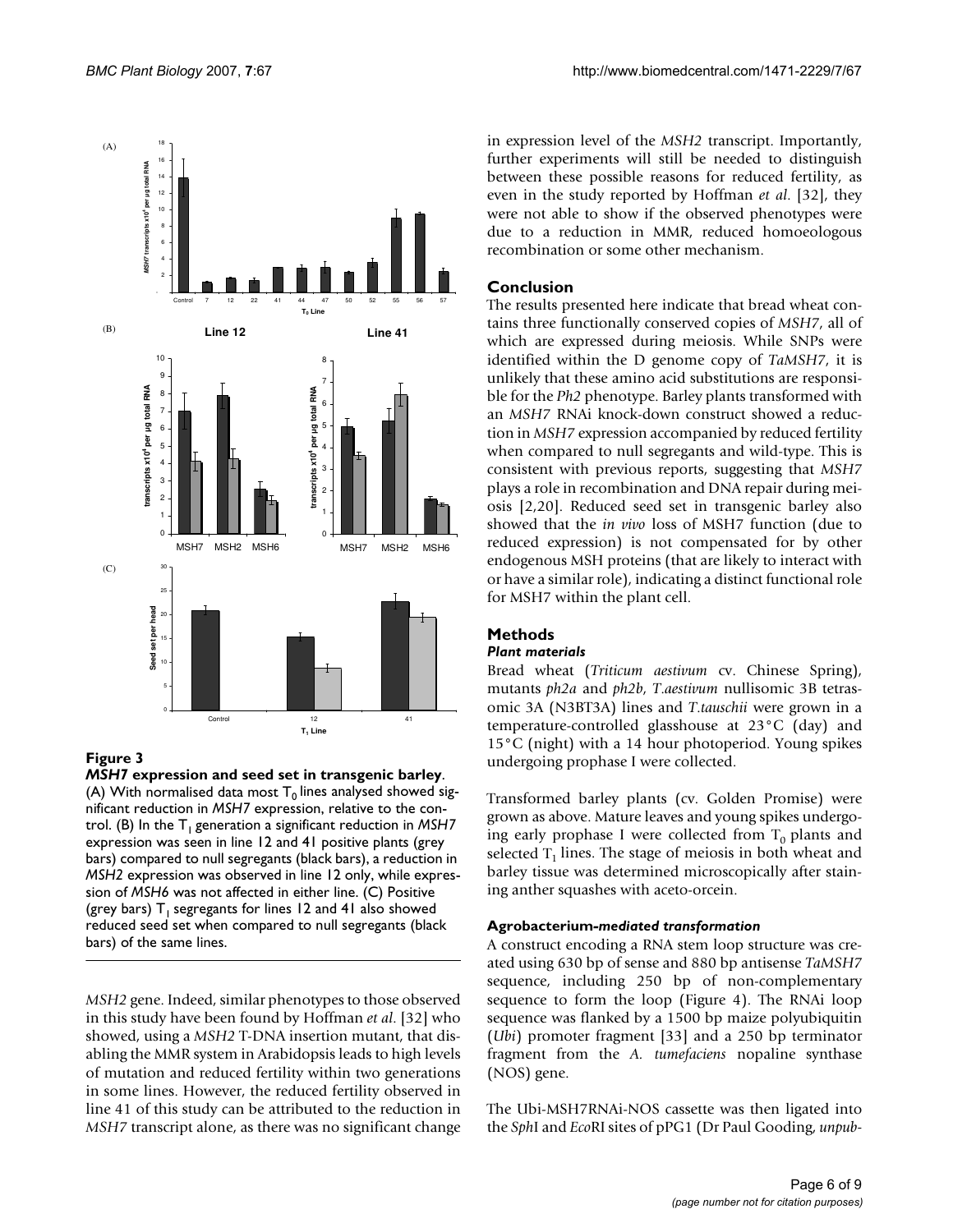**Figure 3**

***MSH7* expression and seed set in transgenic barley**. (A) With normalised data most $T_0$ lines analysed showed significant reduction in *MSH7* expression, relative to the control. (B) In the $T_1$ generation a significant reduction in *MSH7* expression was seen in line 12 and 41 positive plants (grey bars) compared to null segregants (black bars), a reduction in *MSH2* expression was observed in line 12 only, while expression of *MSH6* was not affected in either line. (C) Positive (grey bars) $T_1$ segregants for lines 12 and 41 also showed reduced seed set when compared to null segregants (black bars) of the same lines.

*MSH2* gene. Indeed, similar phenotypes to those observed in this study have been found by Hoffman *et al*. [32] who showed, using a *MSH2* T-DNA insertion mutant, that disabling the MMR system in Arabidopsis leads to high levels of mutation and reduced fertility within two generations in some lines. However, the reduced fertility observed in line 41 of this study can be attributed to the reduction in *MSH7* transcript alone, as there was no significant change in expression level of the *MSH2* transcript. Importantly, further experiments will still be needed to distinguish between these possible reasons for reduced fertility, as even in the study reported by Hoffman *et al*. [32], they were not able to show if the observed phenotypes were due to a reduction in MMR, reduced homoeologous recombination or some other mechanism.

## Conclusion

The results presented here indicate that bread wheat contains three functionally conserved copies of *MSH7*, all of which are expressed during meiosis. While SNPs were identified within the D genome copy of *TaMSH7*, it is unlikely that these amino acid substitutions are responsible for the *Ph2* phenotype. Barley plants transformed with an *MSH7* RNAi knock-down construct showed a reduction in *MSH7* expression accompanied by reduced fertility when compared to null segregants and wild-type. This is consistent with previous reports, suggesting that *MSH7* plays a role in recombination and DNA repair during meiosis [2,20]. Reduced seed set in transgenic barley also showed that the *in vivo* loss of MSH7 function (due to reduced expression) is not compensated for by other endogenous MSH proteins (that are likely to interact with or have a similar role), indicating a distinct functional role for MSH7 within the plant cell.

## Methods

### *Plant materials*

Bread wheat (*Triticum aestivum* cv. Chinese Spring), mutants *ph2a* and *ph2b*, *T.aestivum* nullisomic 3B tetrasomic 3A (N3BT3A) lines and *T.tauschii* were grown in a temperature-controlled glasshouse at 23°C (day) and 15°C (night) with a 14 hour photoperiod. Young spikes undergoing prophase I were collected.

Transformed barley plants (cv. Golden Promise) were grown as above. Mature leaves and young spikes undergoing early prophase I were collected from $T_0$ plants and selected $T_1$ lines. The stage of meiosis in both wheat and barley tissue was determined microscopically after staining anther squashes with aceto-orcein.

### **Agrobacterium-*mediated transformation***

A construct encoding a RNA stem loop structure was created using 630 bp of sense and 880 bp antisense *TaMSH7* sequence, including 250 bp of non-complementary sequence to form the loop (Figure 4). The RNAi loop sequence was flanked by a 1500 bp maize polyubiquitin (*Ubi*) promoter fragment [33] and a 250 bp terminator fragment from the *A. tumefaciens* nopaline synthase (NOS) gene.

The Ubi-MSH7RNAi-NOS cassette was then ligated into the *Sph*I and *Eco*RI sites of pPG1 (Dr Paul Gooding, *unpub-*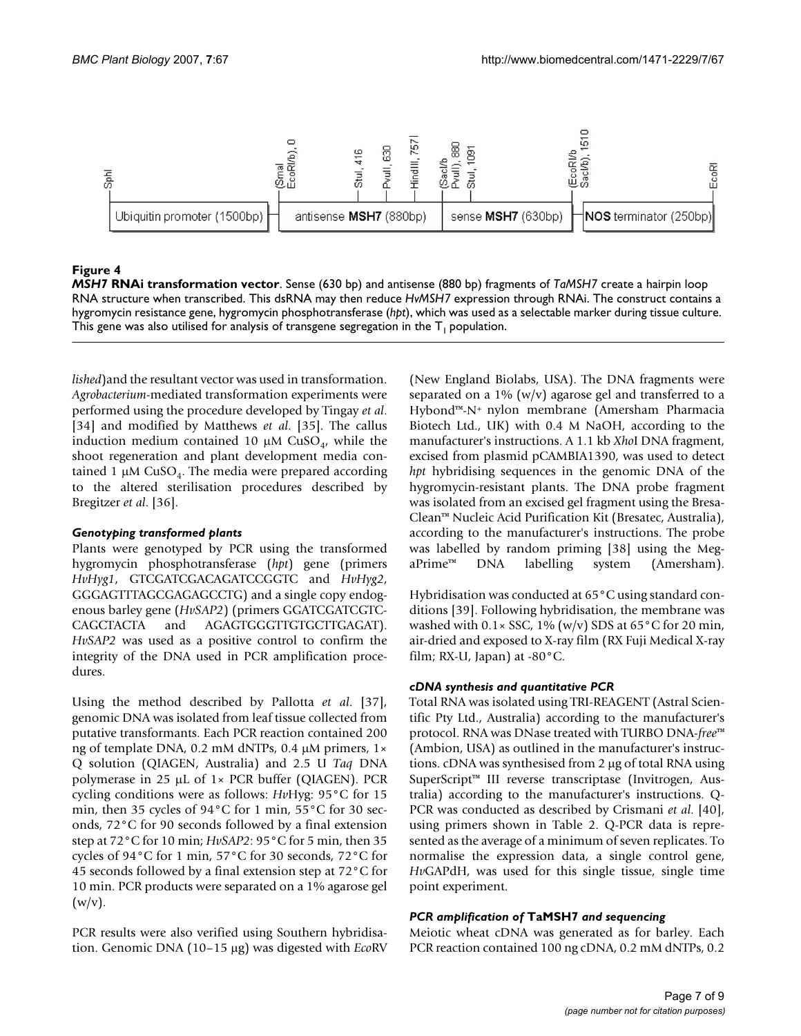**Figure 4**

***MSH7* RNAi transformation vector**. Sense (630 bp) and antisense (880 bp) fragments of *TaMSH7* create a hairpin loop RNA structure when transcribed. This dsRNA may then reduce *HvMSH7* expression through RNAi. The construct contains a hygromycin resistance gene, hygromycin phosphotransferase (*hpt*), which was used as a selectable marker during tissue culture. This gene was also utilised for analysis of transgene segregation in the $T_1$ population.

*lished*)and the resultant vector was used in transformation. *Agrobacterium*-mediated transformation experiments were performed using the procedure developed by Tingay *et al*. [34] and modified by Matthews *et al*. [35]. The callus induction medium contained 10 μM $CuSO_4$, while the shoot regeneration and plant development media contained 1 μM $CuSO_4$. The media were prepared according to the altered sterilisation procedures described by Bregitzer *et al*. [36].

### *Genotyping transformed plants*

Plants were genotyped by PCR using the transformed hygromycin phosphotransferase (*hpt*) gene (primers *HvHyg1*, GTCGATCGACAGATCCGGTC and *HvHyg2*, GGGAGTTTAGCGAGAGCCTG) and a single copy endogenous barley gene (*HvSAP2*) (primers GGATCGATCGTCCAGCTACTA and AGAGTGGGTTGTGCTTGAGAT). *HvSAP2* was used as a positive control to confirm the integrity of the DNA used in PCR amplification procedures.

Using the method described by Pallotta *et al*. [37], genomic DNA was isolated from leaf tissue collected from putative transformants. Each PCR reaction contained 200 ng of template DNA, 0.2 mM dNTPs, 0.4 μM primers, 1× Q solution (QIAGEN, Australia) and 2.5 U *Taq* DNA polymerase in 25 μL of 1× PCR buffer (QIAGEN). PCR cycling conditions were as follows: *Hv*Hyg: 95°C for 15 min, then 35 cycles of 94°C for 1 min, 55°C for 30 seconds, 72°C for 90 seconds followed by a final extension step at 72°C for 10 min; *HvSAP2*: 95°C for 5 min, then 35 cycles of 94°C for 1 min, 57°C for 30 seconds, 72°C for 45 seconds followed by a final extension step at 72°C for 10 min. PCR products were separated on a 1% agarose gel (w/v).

PCR results were also verified using Southern hybridisation. Genomic DNA (10–15 μg) was digested with *Eco*RV (New England Biolabs, USA). The DNA fragments were separated on a 1% (w/v) agarose gel and transferred to a Hybond™-N+ nylon membrane (Amersham Pharmacia Biotech Ltd., UK) with 0.4 M NaOH, according to the manufacturer's instructions. A 1.1 kb *Xho*I DNA fragment, excised from plasmid pCAMBIA1390, was used to detect *hpt* hybridising sequences in the genomic DNA of the hygromycin-resistant plants. The DNA probe fragment was isolated from an excised gel fragment using the Bresa-Clean™ Nucleic Acid Purification Kit (Bresatec, Australia), according to the manufacturer's instructions. The probe was labelled by random priming [38] using the MegaPrime™ DNA labelling system (Amersham).

Hybridisation was conducted at 65°C using standard conditions [39]. Following hybridisation, the membrane was washed with 0.1× SSC, 1% (w/v) SDS at 65°C for 20 min, air-dried and exposed to X-ray film (RX Fuji Medical X-ray film; RX-U, Japan) at -80°C.

### *cDNA synthesis and quantitative PCR*

Total RNA was isolated using TRI-REAGENT (Astral Scientific Pty Ltd., Australia) according to the manufacturer's protocol. RNA was DNase treated with TURBO DNA-*free*™ (Ambion, USA) as outlined in the manufacturer's instructions. cDNA was synthesised from 2 μg of total RNA using SuperScript™ III reverse transcriptase (Invitrogen, Australia) according to the manufacturer's instructions. Q-PCR was conducted as described by Crismani *et al*. [40], using primers shown in Table 2. Q-PCR data is represented as the average of a minimum of seven replicates. To normalise the expression data, a single control gene, *Hv*GAPdH, was used for this single tissue, single time point experiment.

### *PCR amplification of* **TaMSH7** *and sequencing*

Meiotic wheat cDNA was generated as for barley. Each PCR reaction contained 100 ng cDNA, 0.2 mM dNTPs, 0.2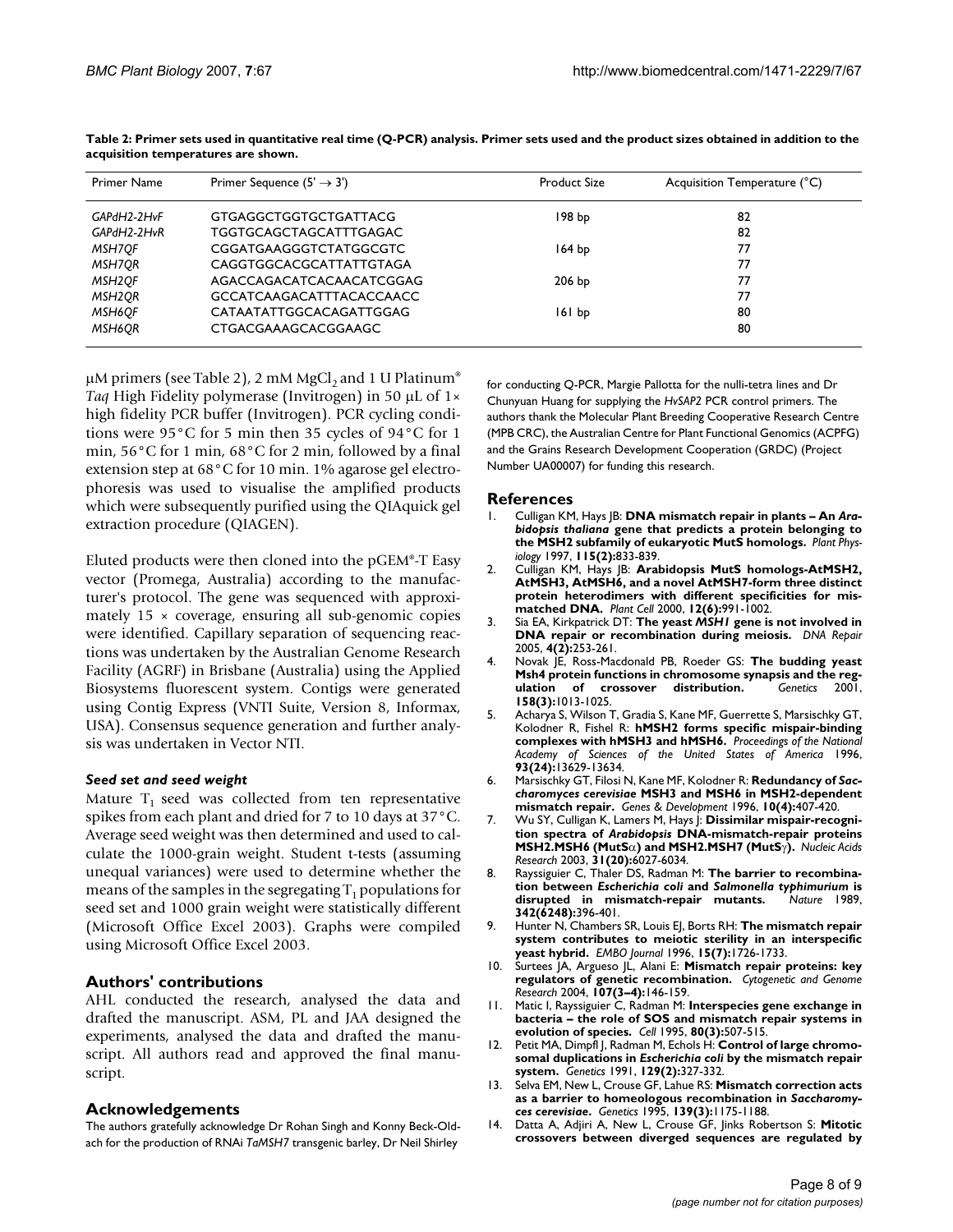**Table 2: Primer sets used in quantitative real time (Q-PCR) analysis. Primer sets used and the product sizes obtained in addition to the acquisition temperatures are shown.**

| Primer Name | Primer Sequence (5' → 3') | Product Size | Acquisition Temperature (°C) |
|---|---|---|---|
| *GAPdH2-2HvF* | GTGAGGCTGGTGCTGATTACG | 198 bp | 82 |
| *GAPdH2-2HvR* | TGGTGCAGCTAGCATTTGAGAC | | 82 |
| *MSH7QF* | CGGATGAAGGGTCTATGGCGTC | 164 bp | 77 |
| *MSH7QR* | CAGGTGGCACGCATTATTGTAGA | | 77 |
| *MSH2QF* | AGACCAGACATCACAACATCGGAG | 206 bp | 77 |
| *MSH2QR* | GCCATCAAGACATTTACACCAACC | | 77 |
| *MSH6QF* | CATAATATTGGCACAGATTGGAG | 161 bp | 80 |
| *MSH6QR* | CTGACGAAAGCACGGAAGC | | 80 |

μM primers (see Table 2), 2 mM $MgCl_2$ and 1 U Platinum® *Taq* High Fidelity polymerase (Invitrogen) in 50 μL of 1× high fidelity PCR buffer (Invitrogen). PCR cycling conditions were 95°C for 5 min then 35 cycles of 94°C for 1 min, 56°C for 1 min, 68°C for 2 min, followed by a final extension step at 68°C for 10 min. 1% agarose gel electrophoresis was used to visualise the amplified products which were subsequently purified using the QIAquick gel extraction procedure (QIAGEN).

Eluted products were then cloned into the pGEM®-T Easy vector (Promega, Australia) according to the manufacturer's protocol. The gene was sequenced with approximately 15 × coverage, ensuring all sub-genomic copies were identified. Capillary separation of sequencing reactions was undertaken by the Australian Genome Research Facility (AGRF) in Brisbane (Australia) using the Applied Biosystems fluorescent system. Contigs were generated using Contig Express (VNTI Suite, Version 8, Informax, USA). Consensus sequence generation and further analysis was undertaken in Vector NTI.

### *Seed set and seed weight*

Mature $T_1$ seed was collected from ten representative spikes from each plant and dried for 7 to 10 days at 37°C. Average seed weight was then determined and used to calculate the 1000-grain weight. Student t-tests (assuming unequal variances) were used to determine whether the means of the samples in the segregating $T_1$ populations for seed set and 1000 grain weight were statistically different (Microsoft Office Excel 2003). Graphs were compiled using Microsoft Office Excel 2003.

## Authors' contributions

AHL conducted the research, analysed the data and drafted the manuscript. ASM, PL and JAA designed the experiments, analysed the data and drafted the manuscript. All authors read and approved the final manuscript.

## Acknowledgements

The authors gratefully acknowledge Dr Rohan Singh and Konny Beck-Oldach for the production of RNAi *TaMSH7* transgenic barley, Dr Neil Shirley for conducting Q-PCR, Margie Pallotta for the nulli-tetra lines and Dr Chunyuan Huang for supplying the *HvSAP2* PCR control primers. The authors thank the Molecular Plant Breeding Cooperative Research Centre (MPB CRC), the Australian Centre for Plant Functional Genomics (ACPFG) and the Grains Research Development Cooperation (GRDC) (Project Number UA00007) for funding this research.

## References

1. Culligan KM, Hays JB: **DNA mismatch repair in plants – An *Arabidopsis thaliana* gene that predicts a protein belonging to the MSH2 subfamily of eukaryotic MutS homologs.** *Plant Physiology* 1997, **115(2):**833-839.
2. Culligan KM, Hays JB: **Arabidopsis MutS homologs-AtMSH2, AtMSH3, AtMSH6, and a novel AtMSH7-form three distinct protein heterodimers with different specificities for mismatched DNA.** *Plant Cell* 2000, **12(6):**991-1002.
3. Sia EA, Kirkpatrick DT: **The yeast *MSH1* gene is not involved in DNA repair or recombination during meiosis.** *DNA Repair* 2005, **4(2):**253-261.
4. Novak JE, Ross-Macdonald PB, Roeder GS: **The budding yeast Msh4 protein functions in chromosome synapsis and the regulation of crossover distribution.** *Genetics* 2001, **158(3):**1013-1025.
5. Acharya S, Wilson T, Gradia S, Kane MF, Guerrette S, Marsischky GT, Kolodner R, Fishel R: **hMSH2 forms specific mispair-binding complexes with hMSH3 and hMSH6.** *Proceedings of the National Academy of Sciences of the United States of America* 1996, **93(24):**13629-13634.
6. Marsischky GT, Filosi N, Kane MF, Kolodner R: **Redundancy of *Saccharomyces cerevisiae* MSH3 and MSH6 in MSH2-dependent mismatch repair.** *Genes & Development* 1996, **10(4):**407-420.
7. Wu SY, Culligan K, Lamers M, Hays J: **Dissimilar mispair-recognition spectra of *Arabidopsis* DNA-mismatch-repair proteins MSH2.MSH6 (MutSα) and MSH2.MSH7 (MutSγ).** *Nucleic Acids Research* 2003, **31(20):**6027-6034.
8. Rayssiguier C, Thaler DS, Radman M: **The barrier to recombination between *Escherichia coli* and *Salmonella typhimurium* is disrupted in mismatch-repair mutants.** *Nature* 1989, **342(6248):**396-401.
9. Hunter N, Chambers SR, Louis EJ, Borts RH: **The mismatch repair system contributes to meiotic sterility in an interspecific yeast hybrid.** *EMBO Journal* 1996, **15(7):**1726-1733.
10. Surtees JA, Argueso JL, Alani E: **Mismatch repair proteins: key regulators of genetic recombination.** *Cytogenetic and Genome Research* 2004, **107(3–4):**146-159.
11. Matic I, Rayssiguier C, Radman M: **Interspecies gene exchange in bacteria – the role of SOS and mismatch repair systems in evolution of species.** *Cell* 1995, **80(3):**507-515.
12. Petit MA, Dimpfl J, Radman M, Echols H: **Control of large chromosomal duplications in *Escherichia coli* by the mismatch repair system.** *Genetics* 1991, **129(2):**327-332.
13. Selva EM, New L, Crouse GF, Lahue RS: **Mismatch correction acts as a barrier to homeologous recombination in *Saccharomyces cerevisiae*.** *Genetics* 1995, **139(3):**1175-1188.
14. Datta A, Adjiri A, New L, Crouse GF, Jinks Robertson S: **Mitotic crossovers between diverged sequences are regulated by**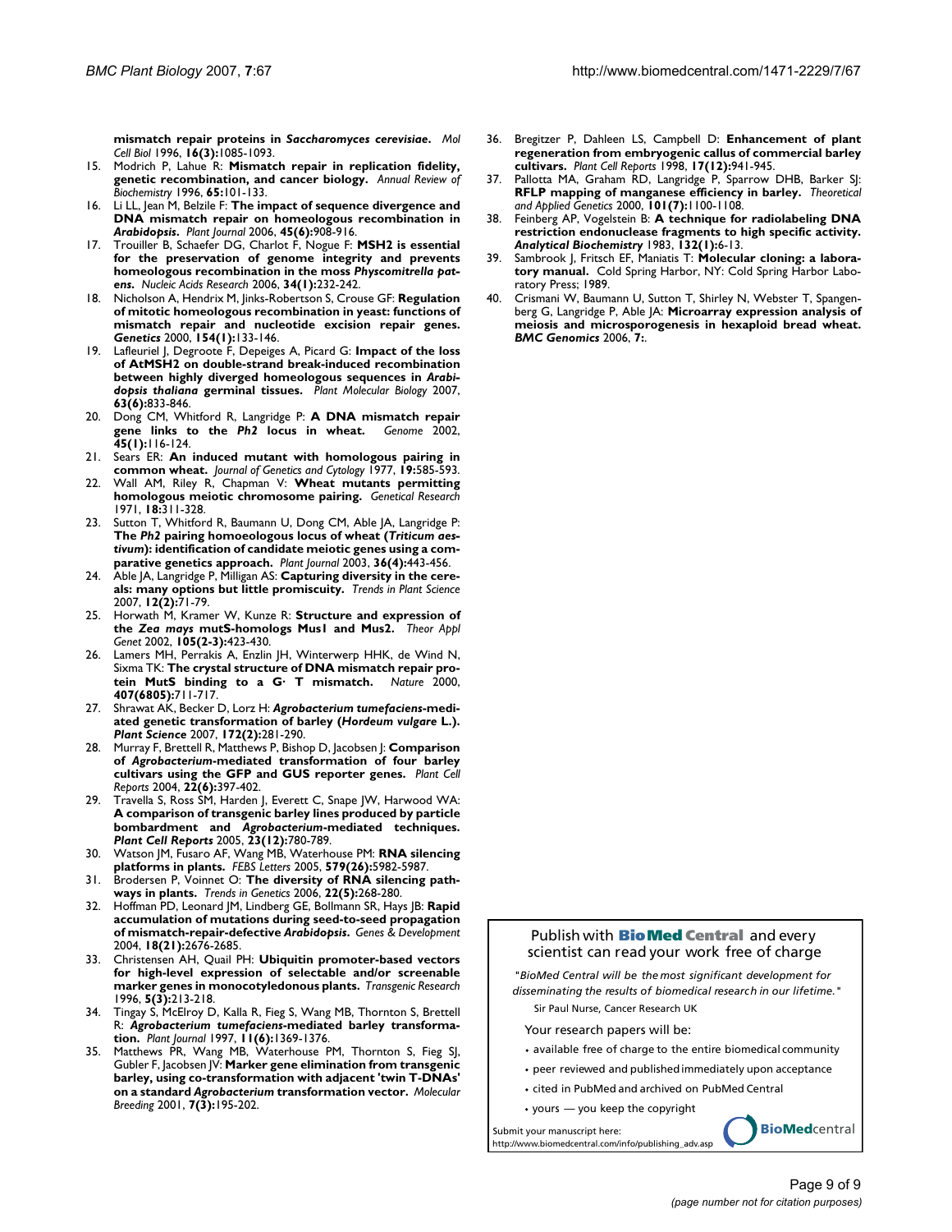mismatch repair proteins in *Saccharomyces cerevisiae*. *Mol Cell Biol* 1996, **16(3)**:1085-1093.

15. Modrich P, Lahue R: **Mismatch repair in replication fidelity, genetic recombination, and cancer biology.** *Annual Review of Biochemistry* 1996, **65**:101-133.
16. Li LL, Jean M, Belzile F: **The impact of sequence divergence and DNA mismatch repair on homeologous recombination in *Arabidopsis*.** *Plant Journal* 2006, **45(6)**:908-916.
17. Trouiller B, Schaefer DG, Charlot F, Nogue F: **MSH2 is essential for the preservation of genome integrity and prevents homeologous recombination in the moss *Physcomitrella patens*.** *Nucleic Acids Research* 2006, **34(1)**:232-242.
18. Nicholson A, Hendrix M, Jinks-Robertson S, Crouse GF: **Regulation of mitotic homeologous recombination in yeast: functions of mismatch repair and nucleotide excision repair genes.** *Genetics* 2000, **154(1)**:133-146.
19. Lafleuriel J, Degroote F, Depeiges A, Picard G: **Impact of the loss of AtMSH2 on double-strand break-induced recombination between highly diverged homeologous sequences in *Arabidopsis thaliana* germinal tissues.** *Plant Molecular Biology* 2007, **63(6)**:833-846.
20. Dong CM, Whitford R, Langridge P: **A DNA mismatch repair gene links to the *Ph2* locus in wheat.** *Genome* 2002, **45(1)**:116-124.
21. Sears ER: **An induced mutant with homologous pairing in common wheat.** *Journal of Genetics and Cytology* 1977, **19**:585-593.
22. Wall AM, Riley R, Chapman V: **Wheat mutants permitting homologous meiotic chromosome pairing.** *Genetical Research* 1971, **18**:311-328.
23. Sutton T, Whitford R, Baumann U, Dong CM, Able JA, Langridge P: **The *Ph2* pairing homoeologous locus of wheat (*Triticum aestivum*): identification of candidate meiotic genes using a comparative genetics approach.** *Plant Journal* 2003, **36(4)**:443-456.
24. Able JA, Langridge P, Milligan AS: **Capturing diversity in the cereals: many options but little promiscuity.** *Trends in Plant Science* 2007, **12(2)**:71-79.
25. Horwath M, Kramer W, Kunze R: **Structure and expression of the *Zea mays* mutS-homologs Mus1 and Mus2.** *Theor Appl Genet* 2002, **105(2-3)**:423-430.
26. Lamers MH, Perrakis A, Enzlin JH, Winterwerp HHK, de Wind N, Sixma TK: **The crystal structure of DNA mismatch repair protein MutS binding to a G· T mismatch.** *Nature* 2000, **407(6805)**:711-717.
27. Shrawat AK, Becker D, Lorz H: ***Agrobacterium tumefaciens*-mediated genetic transformation of barley (*Hordeum vulgare* L.).** *Plant Science* 2007, **172(2)**:281-290.
28. Murray F, Brettell R, Matthews P, Bishop D, Jacobsen J: **Comparison of *Agrobacterium*-mediated transformation of four barley cultivars using the GFP and GUS reporter genes.** *Plant Cell Reports* 2004, **22(6)**:397-402.
29. Travella S, Ross SM, Harden J, Everett C, Snape JW, Harwood WA: **A comparison of transgenic barley lines produced by particle bombardment and *Agrobacterium*-mediated techniques.** *Plant Cell Reports* 2005, **23(12)**:780-789.
30. Watson JM, Fusaro AF, Wang MB, Waterhouse PM: **RNA silencing platforms in plants.** *FEBS Letters* 2005, **579(26)**:5982-5987.
31. Brodersen P, Voinnet O: **The diversity of RNA silencing pathways in plants.** *Trends in Genetics* 2006, **22(5)**:268-280.
32. Hoffman PD, Leonard JM, Lindberg GE, Bollmann SR, Hays JB: **Rapid accumulation of mutations during seed-to-seed propagation of mismatch-repair-defective *Arabidopsis*.** *Genes & Development* 2004, **18(21)**:2676-2685.
33. Christensen AH, Quail PH: **Ubiquitin promoter-based vectors for high-level expression of selectable and/or screenable marker genes in monocotyledonous plants.** *Transgenic Research* 1996, **5(3)**:213-218.
34. Tingay S, McElroy D, Kalla R, Fieg S, Wang MB, Thornton S, Brettell R: ***Agrobacterium tumefaciens*-mediated barley transformation.** *Plant Journal* 1997, **11(6)**:1369-1376.
35. Matthews PR, Wang MB, Waterhouse PM, Thornton S, Fieg SJ, Gubler F, Jacobsen JV: **Marker gene elimination from transgenic barley, using co-transformation with adjacent 'twin T-DNAs' on a standard *Agrobacterium* transformation vector.** *Molecular Breeding* 2001, **7(3)**:195-202.
36. Bregitzer P, Dahleen LS, Campbell D: **Enhancement of plant regeneration from embryogenic callus of commercial barley cultivars.** *Plant Cell Reports* 1998, **17(12)**:941-945.
37. Pallotta MA, Graham RD, Langridge P, Sparrow DHB, Barker SJ: **RFLP mapping of manganese efficiency in barley.** *Theoretical and Applied Genetics* 2000, **101(7)**:1100-1108.
38. Feinberg AP, Vogelstein B: **A technique for radiolabeling DNA restriction endonuclease fragments to high specific activity.** *Analytical Biochemistry* 1983, **132(1)**:6-13.
39. Sambrook J, Fritsch EF, Maniatis T: **Molecular cloning: a laboratory manual.** Cold Spring Harbor, NY: Cold Spring Harbor Laboratory Press; 1989.
40. Crismani W, Baumann U, Sutton T, Shirley N, Webster T, Spangenberg G, Langridge P, Able JA: **Microarray expression analysis of meiosis and microsporogenesis in hexaploid bread wheat.** *BMC Genomics* 2006, **7**:.

Publish with **BioMed Central** and every scientist can read your work free of charge

*"BioMed Central will be the most significant development for disseminating the results of biomedical research in our lifetime."*
Sir Paul Nurse, Cancer Research UK

Your research papers will be:

- available free of charge to the entire biomedical community
- peer reviewed and published immediately upon acceptance
- cited in PubMed and archived on PubMed Central
- yours — you keep the copyright

Submit your manuscript here:
http://www.biomedcentral.com/info/publishing_adv.asp

BioMedcentral